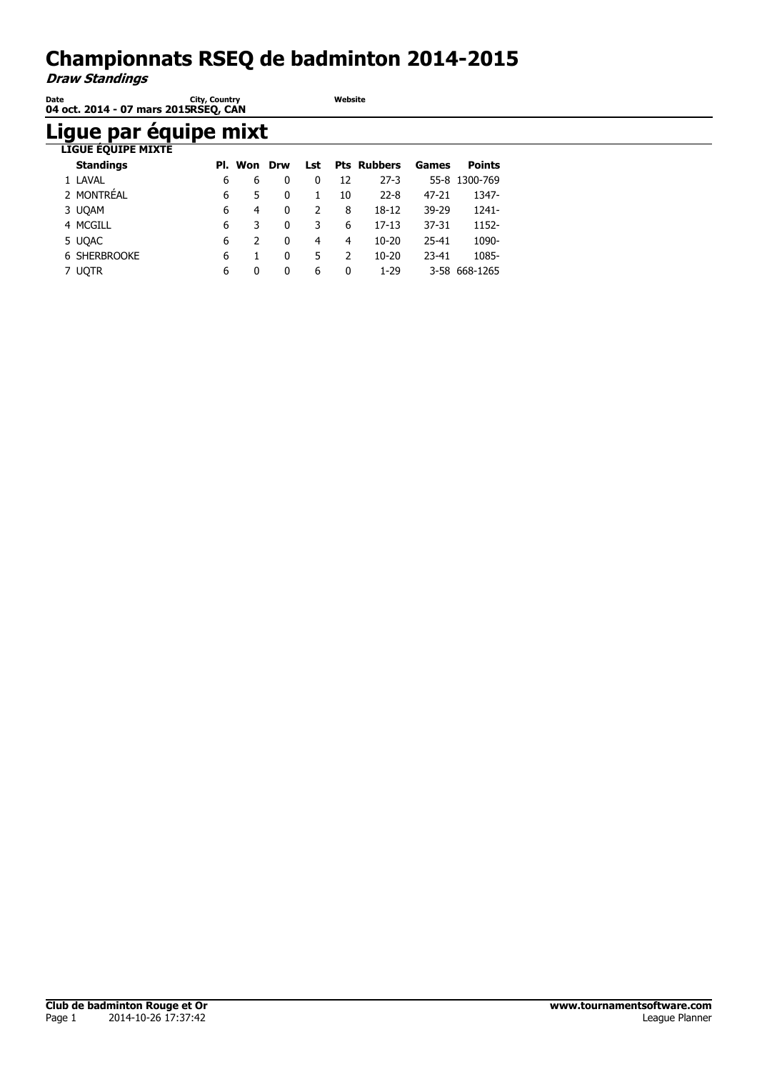# Championnats RSEQ de badminton 2014-2015

***Draw Standings***

| Date | City, Country | Website |
|---|---|---|
| 04 oct. 2014 - 07 mars 2015 | RSEQ, CAN | |

## Ligue par équipe mixt

### LIGUE ÉQUIPE MIXTE

| Standings | Pl. | Won | Drw | Lst | Pts | Rubbers | Games | Points |
|---|---|---|---|---|---|---|---|---|
| 1 LAVAL | 6 | 6 | 0 | 0 | 12 | 27-3 | 55-8 | 1300-769 |
| 2 MONTRÉAL | 6 | 5 | 0 | 1 | 10 | 22-8 | 47-21 | 1347- |
| 3 UQAM | 6 | 4 | 0 | 2 | 8 | 18-12 | 39-29 | 1241- |
| 4 MCGILL | 6 | 3 | 0 | 3 | 6 | 17-13 | 37-31 | 1152- |
| 5 UQAC | 6 | 2 | 0 | 4 | 4 | 10-20 | 25-41 | 1090- |
| 6 SHERBROOKE | 6 | 1 | 0 | 5 | 2 | 10-20 | 23-41 | 1085- |
| 7 UQTR | 6 | 0 | 0 | 6 | 0 | 1-29 | 3-58 | 668-1265 |

**Club de badminton Rouge et Or** — 2014-10-26 17:37:42

**www.tournamentsoftware.com** — League Planner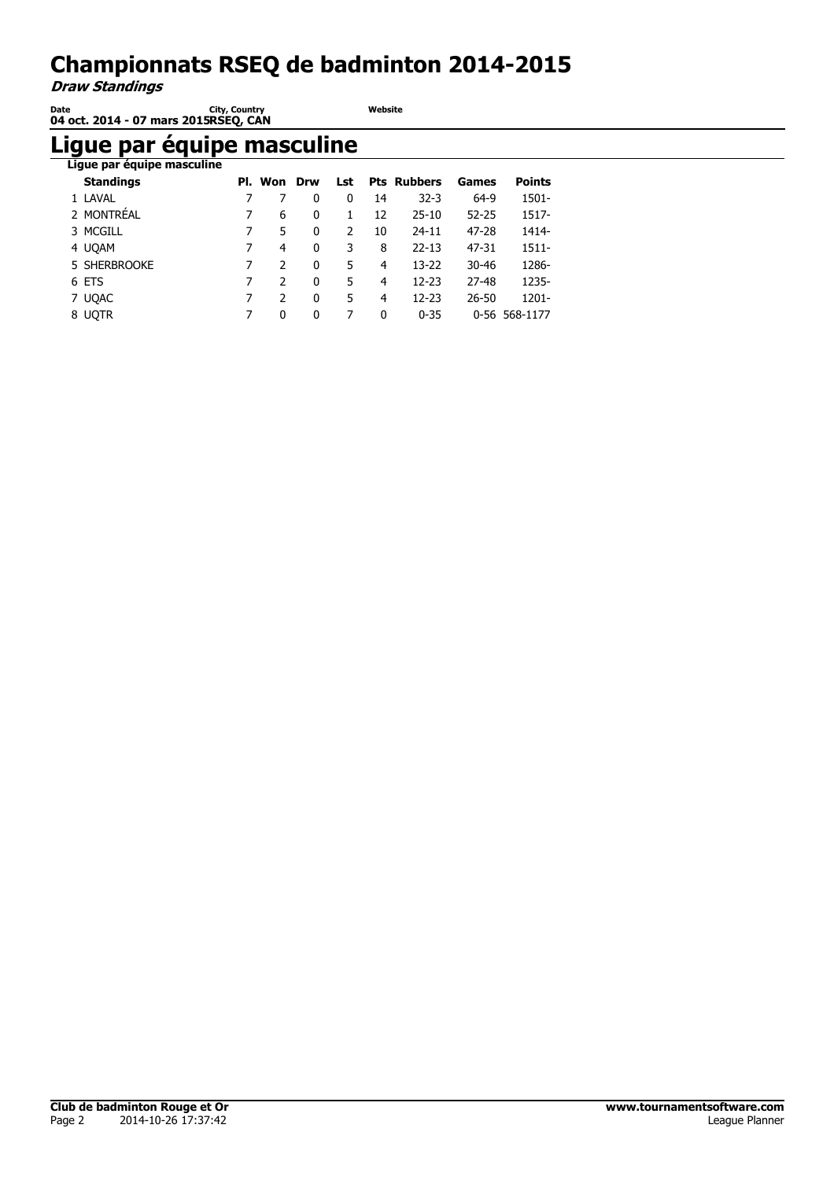# Championnats RSEQ de badminton 2014-2015

*Draw Standings*

**Date** 04 oct. 2014 - 07 mars 2015 **City, Country** RSEQ, CAN **Website**

## Ligue par équipe masculine

**Ligue par équipe masculine**

| Standings | Pl. | Won | Drw | Lst | Pts | Rubbers | Games | Points |
|---|---|---|---|---|---|---|---|---|
| 1 LAVAL | 7 | 7 | 0 | 0 | 14 | 32-3 | 64-9 | 1501- |
| 2 MONTRÉAL | 7 | 6 | 0 | 1 | 12 | 25-10 | 52-25 | 1517- |
| 3 MCGILL | 7 | 5 | 0 | 2 | 10 | 24-11 | 47-28 | 1414- |
| 4 UQAM | 7 | 4 | 0 | 3 | 8 | 22-13 | 47-31 | 1511- |
| 5 SHERBROOKE | 7 | 2 | 0 | 5 | 4 | 13-22 | 30-46 | 1286- |
| 6 ETS | 7 | 2 | 0 | 5 | 4 | 12-23 | 27-48 | 1235- |
| 7 UQAC | 7 | 2 | 0 | 5 | 4 | 12-23 | 26-50 | 1201- |
| 8 UQTR | 7 | 0 | 0 | 7 | 0 | 0-35 | 0-56 | 568-1177 |

**Club de badminton Rouge et Or**
2014-10-26 17:37:42

**www.tournamentsoftware.com**
League Planner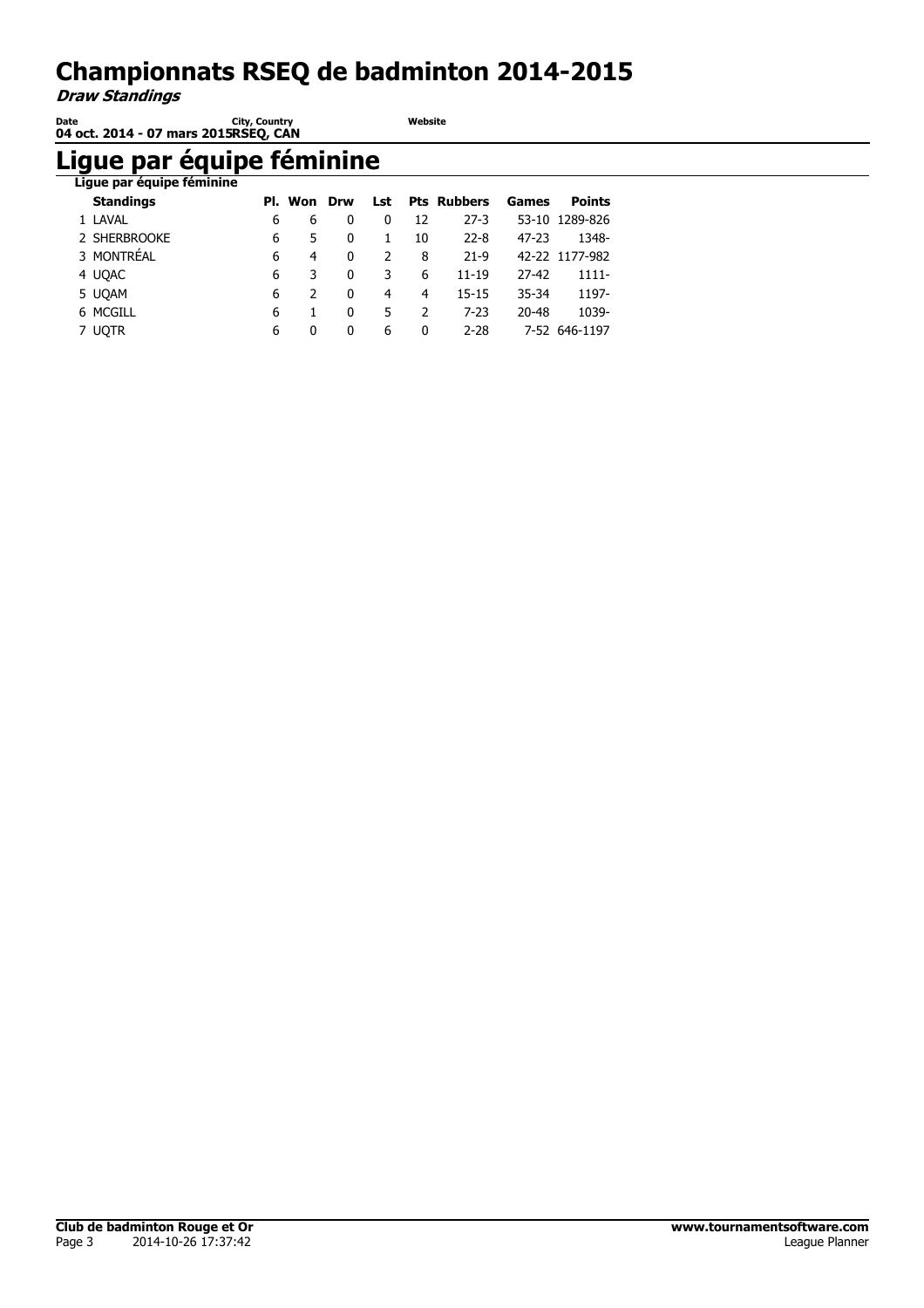# Championnats RSEQ de badminton 2014-2015

***Draw Standings***

**Date** 04 oct. 2014 - 07 mars 2015 **City, Country** RSEQ, CAN **Website**

# Ligue par équipe féminine

**Ligue par équipe féminine**

| Standings | Pl. | Won | Drw | Lst | Pts | Rubbers | Games | Points |
|---|---|---|---|---|---|---|---|---|
| 1 LAVAL | 6 | 6 | 0 | 0 | 12 | 27-3 | 53-10 | 1289-826 |
| 2 SHERBROOKE | 6 | 5 | 0 | 1 | 10 | 22-8 | 47-23 | 1348- |
| 3 MONTRÉAL | 6 | 4 | 0 | 2 | 8 | 21-9 | 42-22 | 1177-982 |
| 4 UQAC | 6 | 3 | 0 | 3 | 6 | 11-19 | 27-42 | 1111- |
| 5 UQAM | 6 | 2 | 0 | 4 | 4 | 15-15 | 35-34 | 1197- |
| 6 MCGILL | 6 | 1 | 0 | 5 | 2 | 7-23 | 20-48 | 1039- |
| 7 UQTR | 6 | 0 | 0 | 6 | 0 | 2-28 | 7-52 | 646-1197 |

**Club de badminton Rouge et Or**
2014-10-26 17:37:42

**www.tournamentsoftware.com**
League Planner